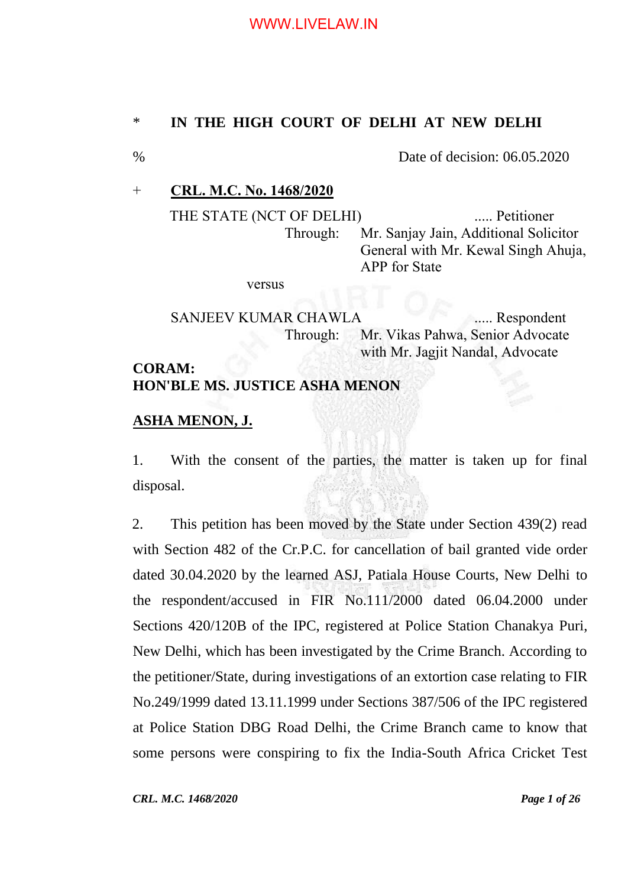\* **IN THE HIGH COURT OF DELHI AT NEW DELHI**

% Date of decision: 06.05.2020

\+ **CRL. M.C. No. 1468/2020**

THE STATE (NCT OF DELHI) ..... Petitioner

Through: Mr. Sanjay Jain, Additional Solicitor General with Mr. Kewal Singh Ahuja, APP for State

versus

SANJEEV KUMAR CHAWLA ..... Respondent

Through: Mr. Vikas Pahwa, Senior Advocate with Mr. Jagjit Nandal, Advocate

**CORAM:**
**HON'BLE MS. JUSTICE ASHA MENON**

**ASHA MENON, J.**

1. With the consent of the parties, the matter is taken up for final disposal.

2. This petition has been moved by the State under Section 439(2) read with Section 482 of the Cr.P.C. for cancellation of bail granted vide order dated 30.04.2020 by the learned ASJ, Patiala House Courts, New Delhi to the respondent/accused in FIR No.111/2000 dated 06.04.2000 under Sections 420/120B of the IPC, registered at Police Station Chanakya Puri, New Delhi, which has been investigated by the Crime Branch. According to the petitioner/State, during investigations of an extortion case relating to FIR No.249/1999 dated 13.11.1999 under Sections 387/506 of the IPC registered at Police Station DBG Road Delhi, the Crime Branch came to know that some persons were conspiring to fix the India-South Africa Cricket Test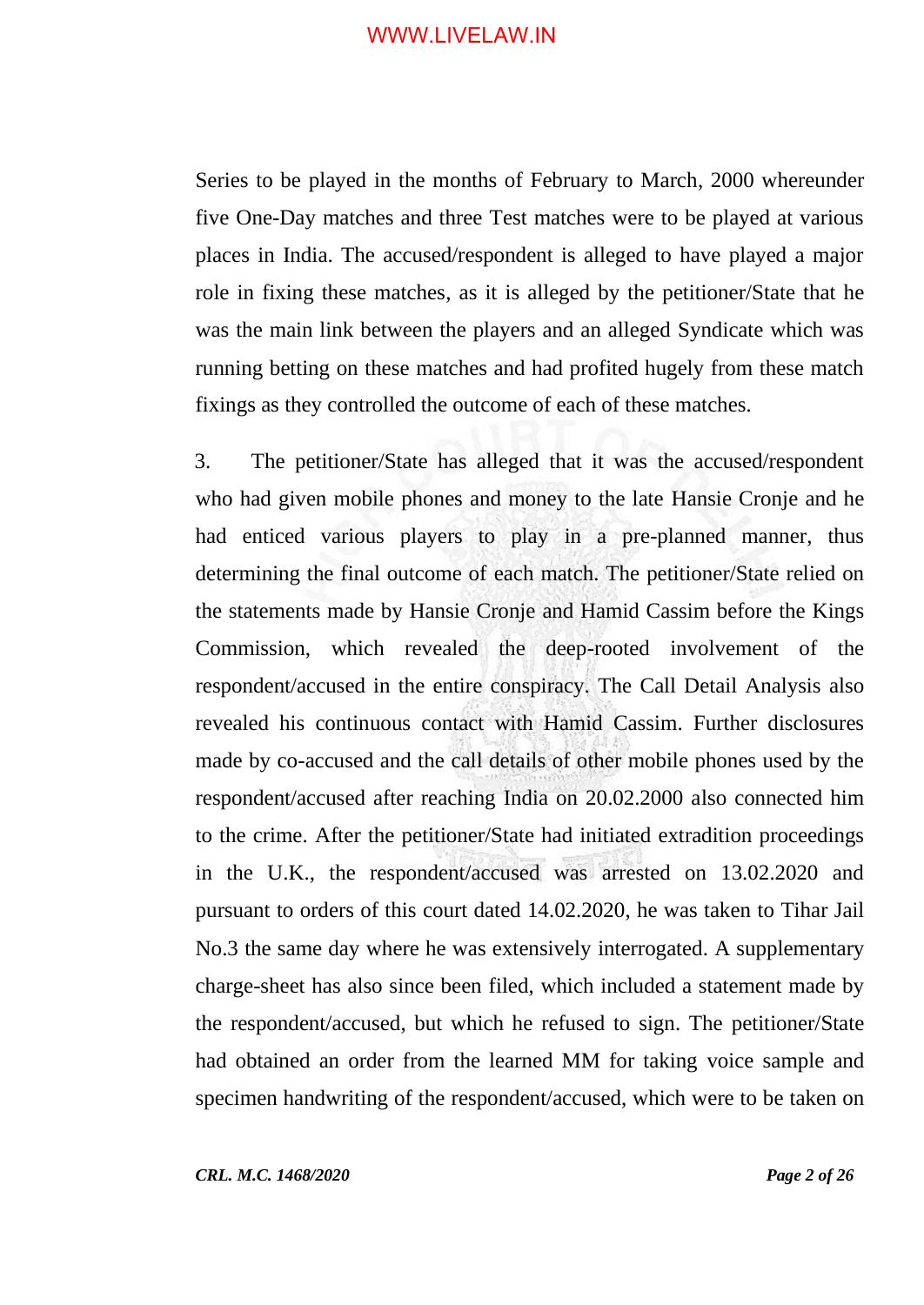Series to be played in the months of February to March, 2000 whereunder five One-Day matches and three Test matches were to be played at various places in India. The accused/respondent is alleged to have played a major role in fixing these matches, as it is alleged by the petitioner/State that he was the main link between the players and an alleged Syndicate which was running betting on these matches and had profited hugely from these match fixings as they controlled the outcome of each of these matches.

3. The petitioner/State has alleged that it was the accused/respondent who had given mobile phones and money to the late Hansie Cronje and he had enticed various players to play in a pre-planned manner, thus determining the final outcome of each match. The petitioner/State relied on the statements made by Hansie Cronje and Hamid Cassim before the Kings Commission, which revealed the deep-rooted involvement of the respondent/accused in the entire conspiracy. The Call Detail Analysis also revealed his continuous contact with Hamid Cassim. Further disclosures made by co-accused and the call details of other mobile phones used by the respondent/accused after reaching India on 20.02.2000 also connected him to the crime. After the petitioner/State had initiated extradition proceedings in the U.K., the respondent/accused was arrested on 13.02.2020 and pursuant to orders of this court dated 14.02.2020, he was taken to Tihar Jail No.3 the same day where he was extensively interrogated. A supplementary charge-sheet has also since been filed, which included a statement made by the respondent/accused, but which he refused to sign. The petitioner/State had obtained an order from the learned MM for taking voice sample and specimen handwriting of the respondent/accused, which were to be taken on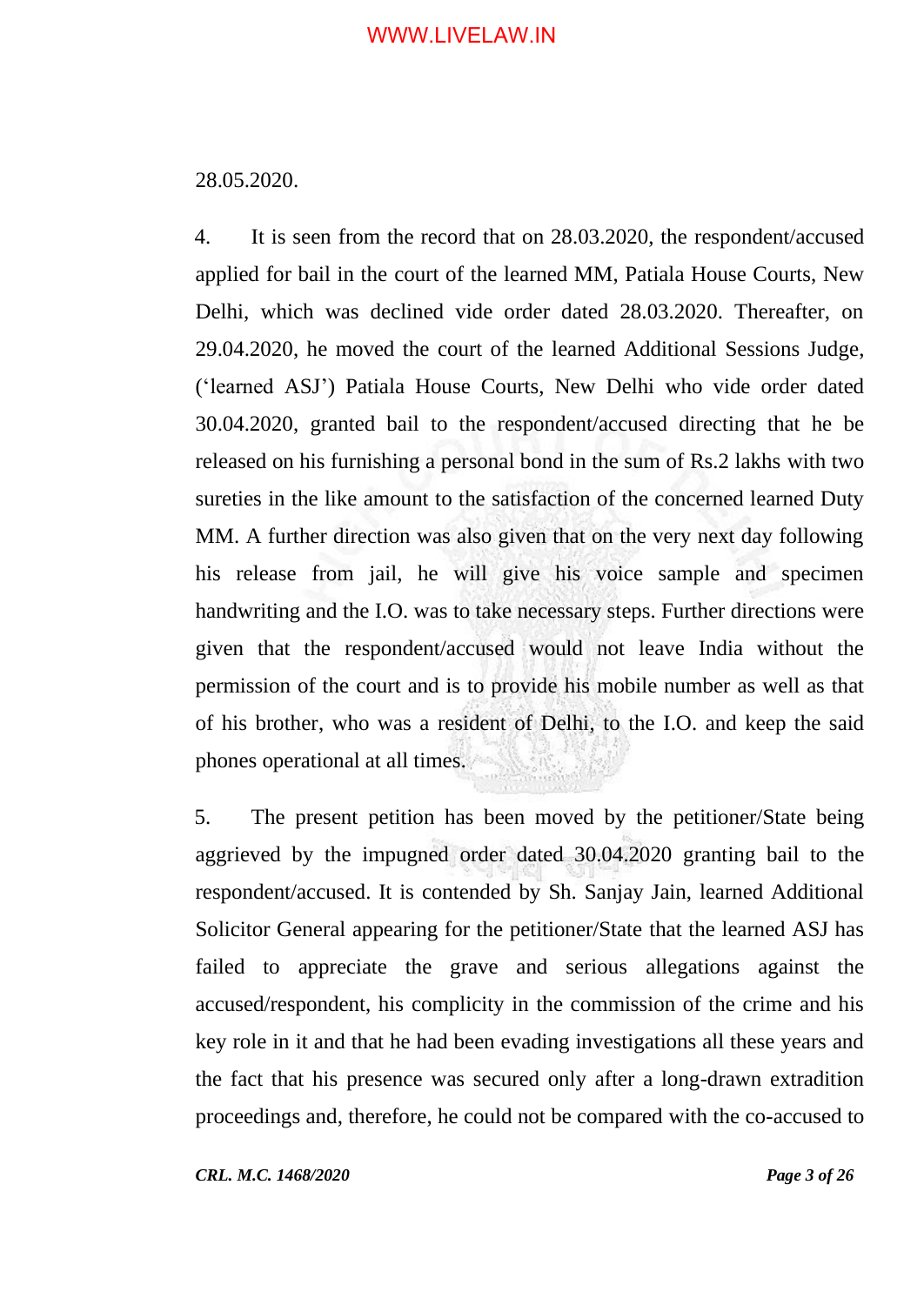28.05.2020.

4. It is seen from the record that on 28.03.2020, the respondent/accused applied for bail in the court of the learned MM, Patiala House Courts, New Delhi, which was declined vide order dated 28.03.2020. Thereafter, on 29.04.2020, he moved the court of the learned Additional Sessions Judge, ('learned ASJ') Patiala House Courts, New Delhi who vide order dated 30.04.2020, granted bail to the respondent/accused directing that he be released on his furnishing a personal bond in the sum of Rs.2 lakhs with two sureties in the like amount to the satisfaction of the concerned learned Duty MM. A further direction was also given that on the very next day following his release from jail, he will give his voice sample and specimen handwriting and the I.O. was to take necessary steps. Further directions were given that the respondent/accused would not leave India without the permission of the court and is to provide his mobile number as well as that of his brother, who was a resident of Delhi, to the I.O. and keep the said phones operational at all times.

5. The present petition has been moved by the petitioner/State being aggrieved by the impugned order dated 30.04.2020 granting bail to the respondent/accused. It is contended by Sh. Sanjay Jain, learned Additional Solicitor General appearing for the petitioner/State that the learned ASJ has failed to appreciate the grave and serious allegations against the accused/respondent, his complicity in the commission of the crime and his key role in it and that he had been evading investigations all these years and the fact that his presence was secured only after a long-drawn extradition proceedings and, therefore, he could not be compared with the co-accused to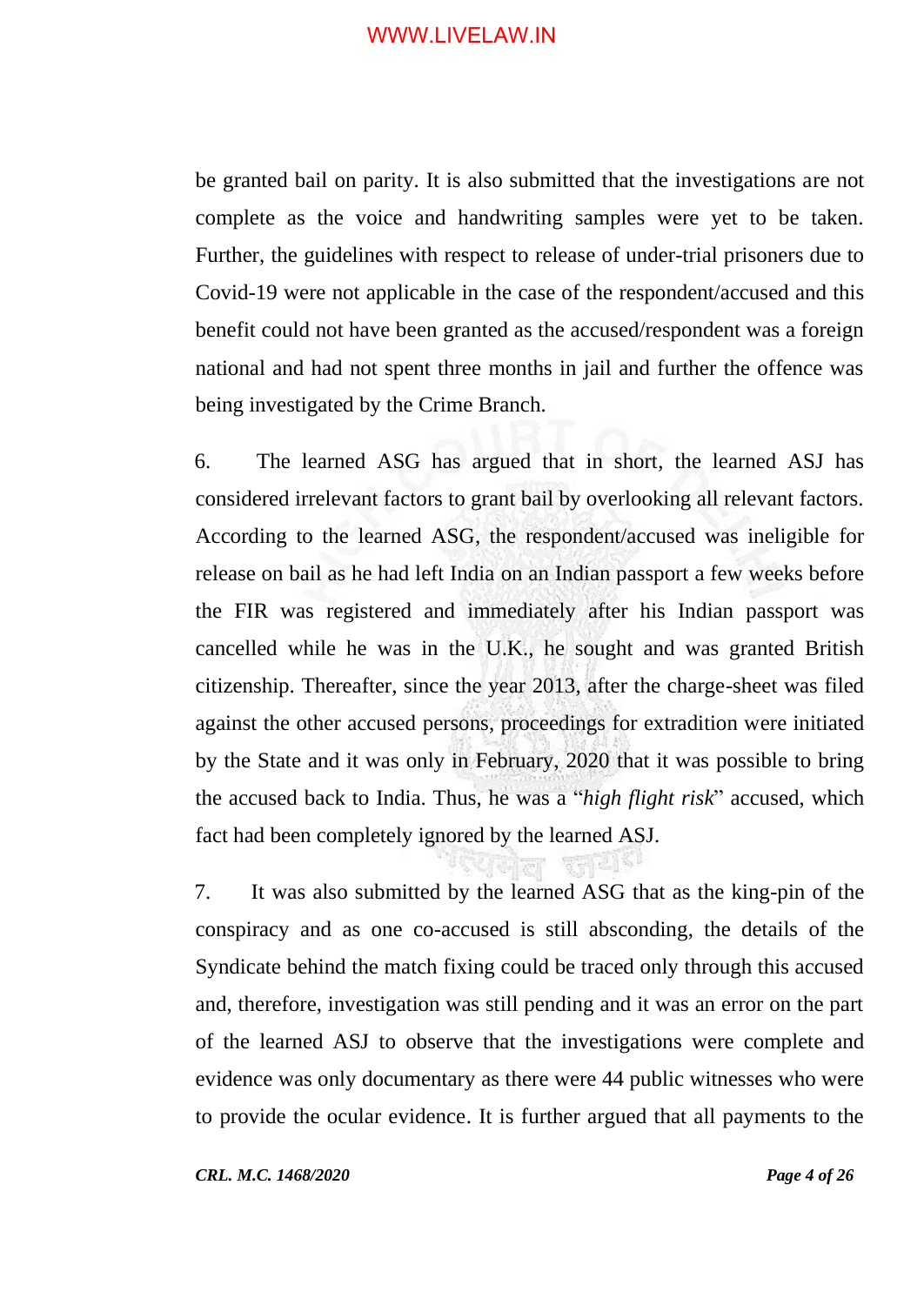be granted bail on parity. It is also submitted that the investigations are not complete as the voice and handwriting samples were yet to be taken. Further, the guidelines with respect to release of under-trial prisoners due to Covid-19 were not applicable in the case of the respondent/accused and this benefit could not have been granted as the accused/respondent was a foreign national and had not spent three months in jail and further the offence was being investigated by the Crime Branch.

6. The learned ASG has argued that in short, the learned ASJ has considered irrelevant factors to grant bail by overlooking all relevant factors. According to the learned ASG, the respondent/accused was ineligible for release on bail as he had left India on an Indian passport a few weeks before the FIR was registered and immediately after his Indian passport was cancelled while he was in the U.K., he sought and was granted British citizenship. Thereafter, since the year 2013, after the charge-sheet was filed against the other accused persons, proceedings for extradition were initiated by the State and it was only in February, 2020 that it was possible to bring the accused back to India. Thus, he was a "*high flight risk*" accused, which fact had been completely ignored by the learned ASJ.

7. It was also submitted by the learned ASG that as the king-pin of the conspiracy and as one co-accused is still absconding, the details of the Syndicate behind the match fixing could be traced only through this accused and, therefore, investigation was still pending and it was an error on the part of the learned ASJ to observe that the investigations were complete and evidence was only documentary as there were 44 public witnesses who were to provide the ocular evidence. It is further argued that all payments to the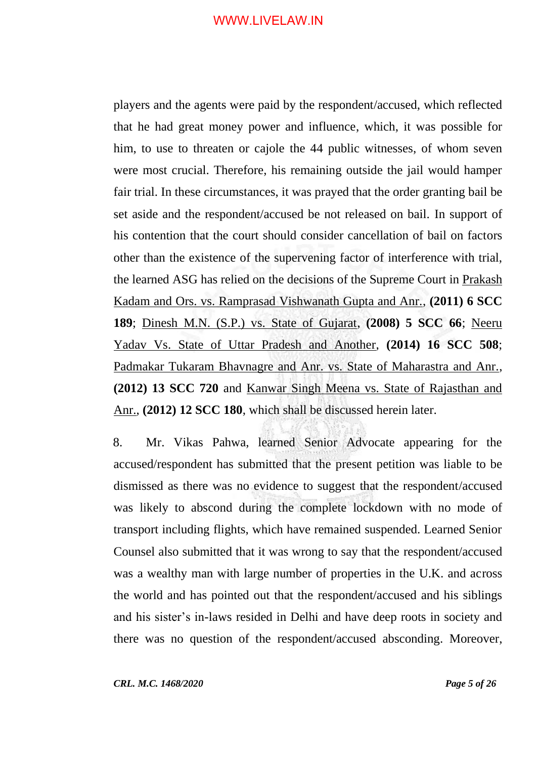players and the agents were paid by the respondent/accused, which reflected that he had great money power and influence, which, it was possible for him, to use to threaten or cajole the 44 public witnesses, of whom seven were most crucial. Therefore, his remaining outside the jail would hamper fair trial. In these circumstances, it was prayed that the order granting bail be set aside and the respondent/accused be not released on bail. In support of his contention that the court should consider cancellation of bail on factors other than the existence of the supervening factor of interference with trial, the learned ASG has relied on the decisions of the Supreme Court in Prakash Kadam and Ors. vs. Ramprasad Vishwanath Gupta and Anr., **(2011) 6 SCC 189**; Dinesh M.N. (S.P.) vs. State of Gujarat, **(2008) 5 SCC 66**; Neeru Yadav Vs. State of Uttar Pradesh and Another, **(2014) 16 SCC 508**; Padmakar Tukaram Bhavnagre and Anr. vs. State of Maharastra and Anr., **(2012) 13 SCC 720** and Kanwar Singh Meena vs. State of Rajasthan and Anr., **(2012) 12 SCC 180**, which shall be discussed herein later.

8. Mr. Vikas Pahwa, learned Senior Advocate appearing for the accused/respondent has submitted that the present petition was liable to be dismissed as there was no evidence to suggest that the respondent/accused was likely to abscond during the complete lockdown with no mode of transport including flights, which have remained suspended. Learned Senior Counsel also submitted that it was wrong to say that the respondent/accused was a wealthy man with large number of properties in the U.K. and across the world and has pointed out that the respondent/accused and his siblings and his sister's in-laws resided in Delhi and have deep roots in society and there was no question of the respondent/accused absconding. Moreover,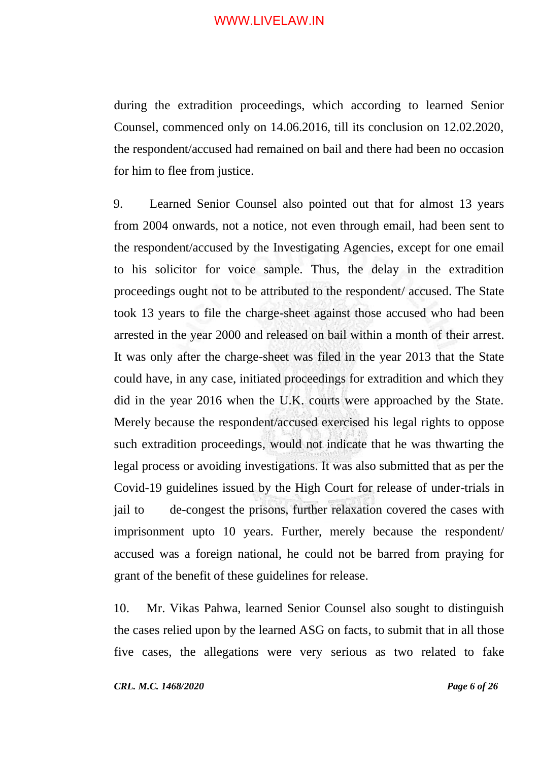during the extradition proceedings, which according to learned Senior Counsel, commenced only on 14.06.2016, till its conclusion on 12.02.2020, the respondent/accused had remained on bail and there had been no occasion for him to flee from justice.

9. Learned Senior Counsel also pointed out that for almost 13 years from 2004 onwards, not a notice, not even through email, had been sent to the respondent/accused by the Investigating Agencies, except for one email to his solicitor for voice sample. Thus, the delay in the extradition proceedings ought not to be attributed to the respondent/ accused. The State took 13 years to file the charge-sheet against those accused who had been arrested in the year 2000 and released on bail within a month of their arrest. It was only after the charge-sheet was filed in the year 2013 that the State could have, in any case, initiated proceedings for extradition and which they did in the year 2016 when the U.K. courts were approached by the State. Merely because the respondent/accused exercised his legal rights to oppose such extradition proceedings, would not indicate that he was thwarting the legal process or avoiding investigations. It was also submitted that as per the Covid-19 guidelines issued by the High Court for release of under-trials in jail to de-congest the prisons, further relaxation covered the cases with imprisonment upto 10 years. Further, merely because the respondent/ accused was a foreign national, he could not be barred from praying for grant of the benefit of these guidelines for release.

10. Mr. Vikas Pahwa, learned Senior Counsel also sought to distinguish the cases relied upon by the learned ASG on facts, to submit that in all those five cases, the allegations were very serious as two related to fake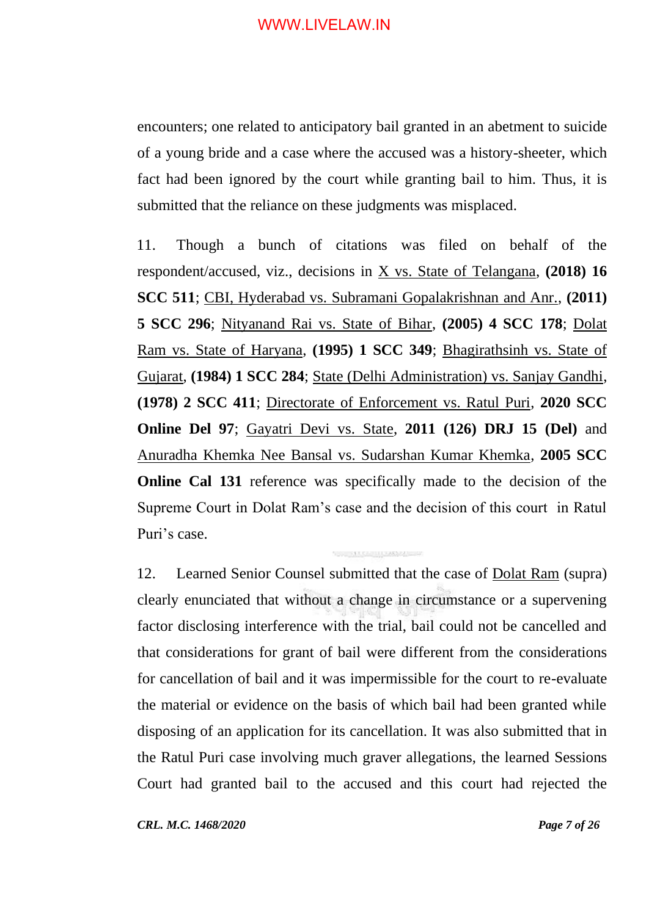encounters; one related to anticipatory bail granted in an abetment to suicide of a young bride and a case where the accused was a history-sheeter, which fact had been ignored by the court while granting bail to him. Thus, it is submitted that the reliance on these judgments was misplaced.

11. Though a bunch of citations was filed on behalf of the respondent/accused, viz., decisions in X vs. State of Telangana, **(2018) 16 SCC 511**; CBI, Hyderabad vs. Subramani Gopalakrishnan and Anr., **(2011) 5 SCC 296**; Nityanand Rai vs. State of Bihar, **(2005) 4 SCC 178**; Dolat Ram vs. State of Haryana, **(1995) 1 SCC 349**; Bhagirathsinh vs. State of Gujarat, **(1984) 1 SCC 284**; State (Delhi Administration) vs. Sanjay Gandhi, **(1978) 2 SCC 411**; Directorate of Enforcement vs. Ratul Puri, **2020 SCC Online Del 97**; Gayatri Devi vs. State, **2011 (126) DRJ 15 (Del)** and Anuradha Khemka Nee Bansal vs. Sudarshan Kumar Khemka, **2005 SCC Online Cal 131** reference was specifically made to the decision of the Supreme Court in Dolat Ram's case and the decision of this court in Ratul Puri's case.

12. Learned Senior Counsel submitted that the case of Dolat Ram (supra) clearly enunciated that without a change in circumstance or a supervening factor disclosing interference with the trial, bail could not be cancelled and that considerations for grant of bail were different from the considerations for cancellation of bail and it was impermissible for the court to re-evaluate the material or evidence on the basis of which bail had been granted while disposing of an application for its cancellation. It was also submitted that in the Ratul Puri case involving much graver allegations, the learned Sessions Court had granted bail to the accused and this court had rejected the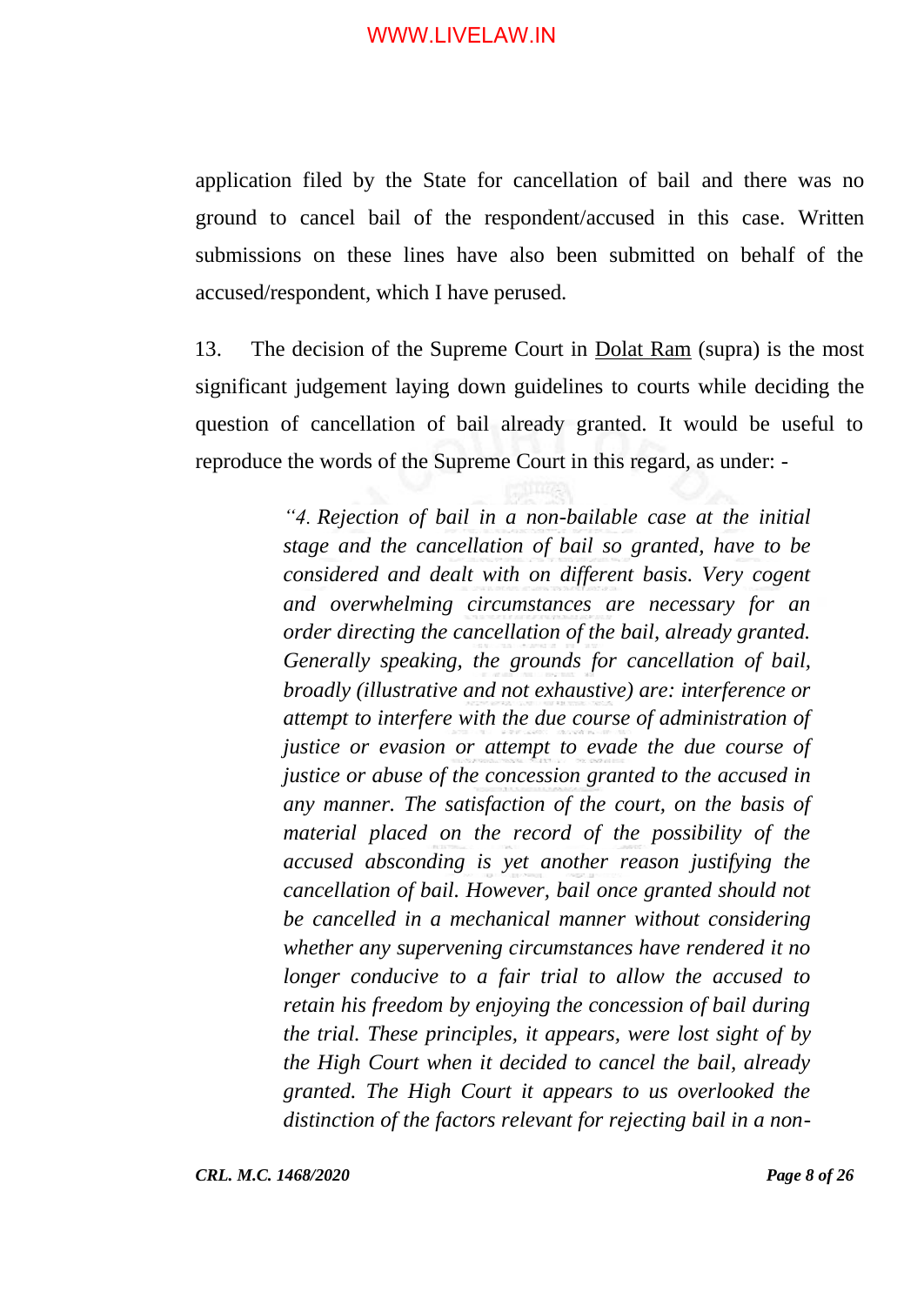application filed by the State for cancellation of bail and there was no ground to cancel bail of the respondent/accused in this case. Written submissions on these lines have also been submitted on behalf of the accused/respondent, which I have perused.

13. The decision of the Supreme Court in Dolat Ram (supra) is the most significant judgement laying down guidelines to courts while deciding the question of cancellation of bail already granted. It would be useful to reproduce the words of the Supreme Court in this regard, as under: -

> *"4. Rejection of bail in a non-bailable case at the initial stage and the cancellation of bail so granted, have to be considered and dealt with on different basis. Very cogent and overwhelming circumstances are necessary for an order directing the cancellation of the bail, already granted. Generally speaking, the grounds for cancellation of bail, broadly (illustrative and not exhaustive) are: interference or attempt to interfere with the due course of administration of justice or evasion or attempt to evade the due course of justice or abuse of the concession granted to the accused in any manner. The satisfaction of the court, on the basis of material placed on the record of the possibility of the accused absconding is yet another reason justifying the cancellation of bail. However, bail once granted should not be cancelled in a mechanical manner without considering whether any supervening circumstances have rendered it no longer conducive to a fair trial to allow the accused to retain his freedom by enjoying the concession of bail during the trial. These principles, it appears, were lost sight of by the High Court when it decided to cancel the bail, already granted. The High Court it appears to us overlooked the distinction of the factors relevant for rejecting bail in a non-*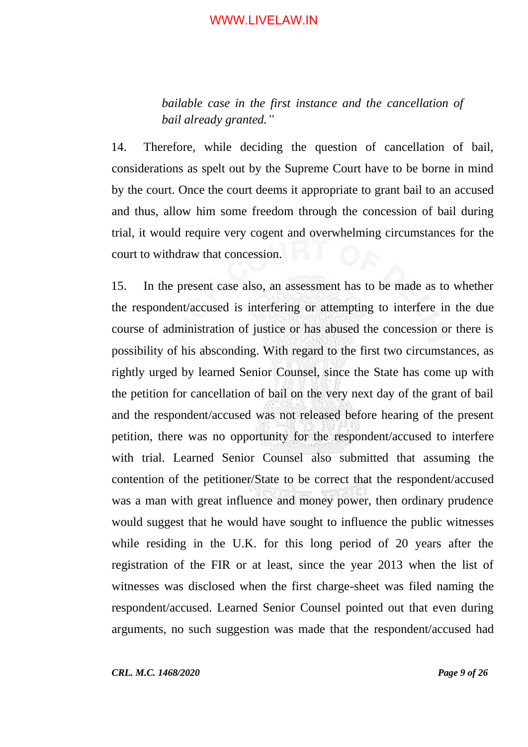*bailable case in the first instance and the cancellation of bail already granted."*

14. Therefore, while deciding the question of cancellation of bail, considerations as spelt out by the Supreme Court have to be borne in mind by the court. Once the court deems it appropriate to grant bail to an accused and thus, allow him some freedom through the concession of bail during trial, it would require very cogent and overwhelming circumstances for the court to withdraw that concession.

15. In the present case also, an assessment has to be made as to whether the respondent/accused is interfering or attempting to interfere in the due course of administration of justice or has abused the concession or there is possibility of his absconding. With regard to the first two circumstances, as rightly urged by learned Senior Counsel, since the State has come up with the petition for cancellation of bail on the very next day of the grant of bail and the respondent/accused was not released before hearing of the present petition, there was no opportunity for the respondent/accused to interfere with trial. Learned Senior Counsel also submitted that assuming the contention of the petitioner/State to be correct that the respondent/accused was a man with great influence and money power, then ordinary prudence would suggest that he would have sought to influence the public witnesses while residing in the U.K. for this long period of 20 years after the registration of the FIR or at least, since the year 2013 when the list of witnesses was disclosed when the first charge-sheet was filed naming the respondent/accused. Learned Senior Counsel pointed out that even during arguments, no such suggestion was made that the respondent/accused had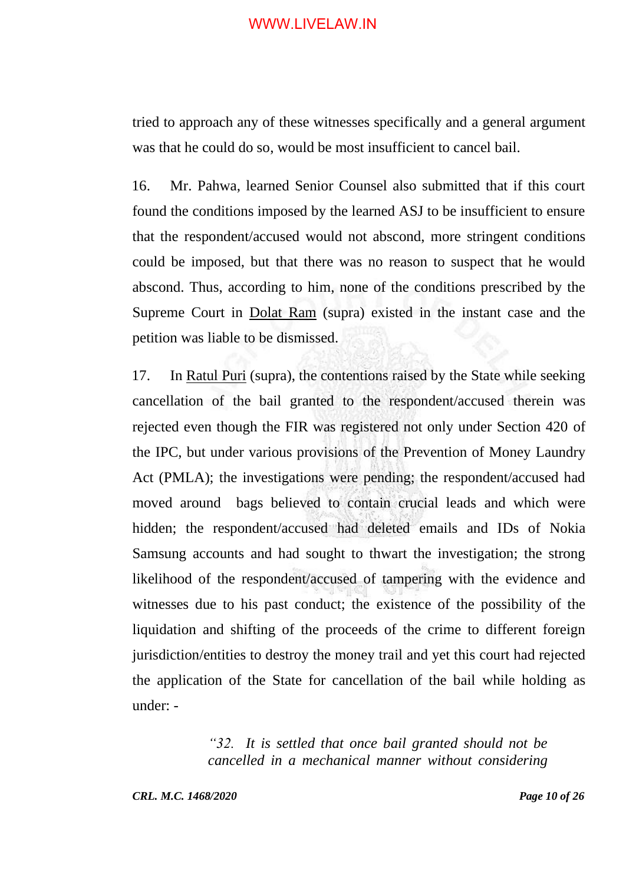tried to approach any of these witnesses specifically and a general argument was that he could do so, would be most insufficient to cancel bail.

16. Mr. Pahwa, learned Senior Counsel also submitted that if this court found the conditions imposed by the learned ASJ to be insufficient to ensure that the respondent/accused would not abscond, more stringent conditions could be imposed, but that there was no reason to suspect that he would abscond. Thus, according to him, none of the conditions prescribed by the Supreme Court in Dolat Ram (supra) existed in the instant case and the petition was liable to be dismissed.

17. In Ratul Puri (supra), the contentions raised by the State while seeking cancellation of the bail granted to the respondent/accused therein was rejected even though the FIR was registered not only under Section 420 of the IPC, but under various provisions of the Prevention of Money Laundry Act (PMLA); the investigations were pending; the respondent/accused had moved around bags believed to contain crucial leads and which were hidden; the respondent/accused had deleted emails and IDs of Nokia Samsung accounts and had sought to thwart the investigation; the strong likelihood of the respondent/accused of tampering with the evidence and witnesses due to his past conduct; the existence of the possibility of the liquidation and shifting of the proceeds of the crime to different foreign jurisdiction/entities to destroy the money trail and yet this court had rejected the application of the State for cancellation of the bail while holding as under: -

> *"32. It is settled that once bail granted should not be cancelled in a mechanical manner without considering*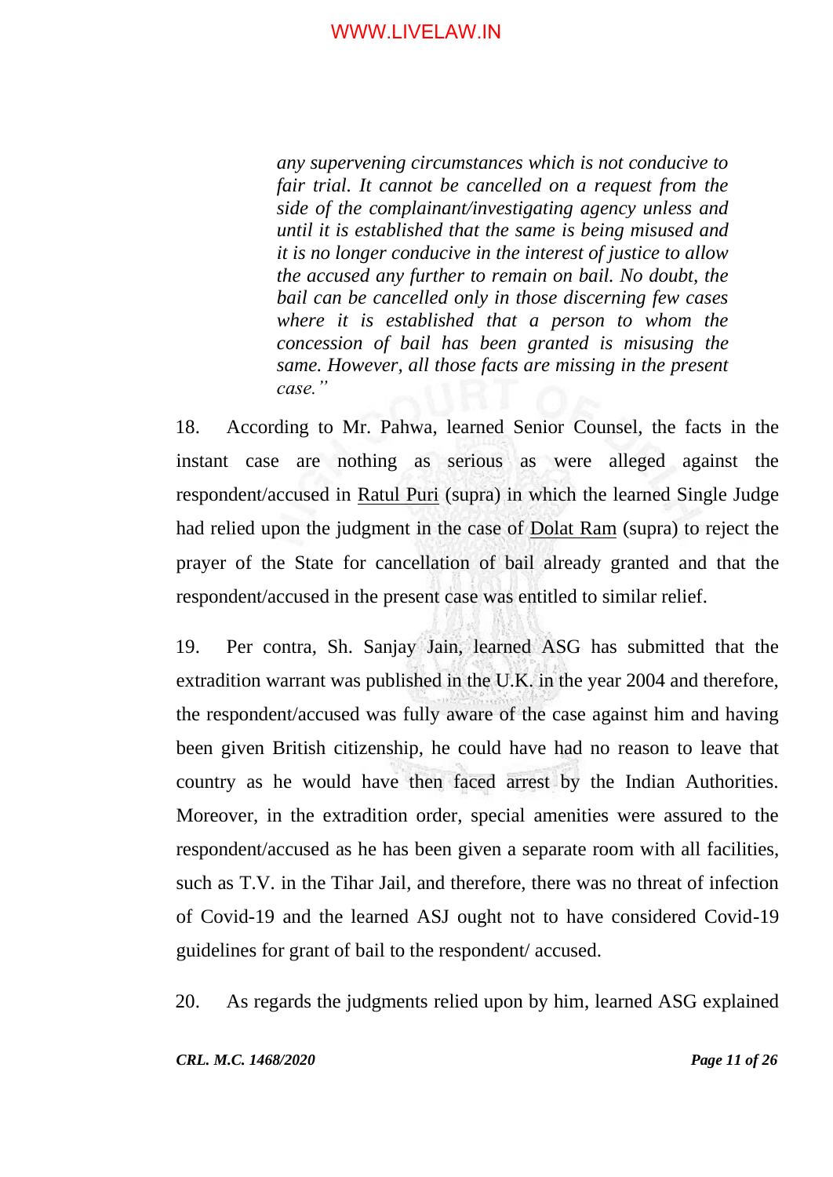> *any supervening circumstances which is not conducive to fair trial. It cannot be cancelled on a request from the side of the complainant/investigating agency unless and until it is established that the same is being misused and it is no longer conducive in the interest of justice to allow the accused any further to remain on bail. No doubt, the bail can be cancelled only in those discerning few cases where it is established that a person to whom the concession of bail has been granted is misusing the same. However, all those facts are missing in the present case."*

18. According to Mr. Pahwa, learned Senior Counsel, the facts in the instant case are nothing as serious as were alleged against the respondent/accused in Ratul Puri (supra) in which the learned Single Judge had relied upon the judgment in the case of Dolat Ram (supra) to reject the prayer of the State for cancellation of bail already granted and that the respondent/accused in the present case was entitled to similar relief.

19. Per contra, Sh. Sanjay Jain, learned ASG has submitted that the extradition warrant was published in the U.K. in the year 2004 and therefore, the respondent/accused was fully aware of the case against him and having been given British citizenship, he could have had no reason to leave that country as he would have then faced arrest by the Indian Authorities. Moreover, in the extradition order, special amenities were assured to the respondent/accused as he has been given a separate room with all facilities, such as T.V. in the Tihar Jail, and therefore, there was no threat of infection of Covid-19 and the learned ASJ ought not to have considered Covid-19 guidelines for grant of bail to the respondent/ accused.

20. As regards the judgments relied upon by him, learned ASG explained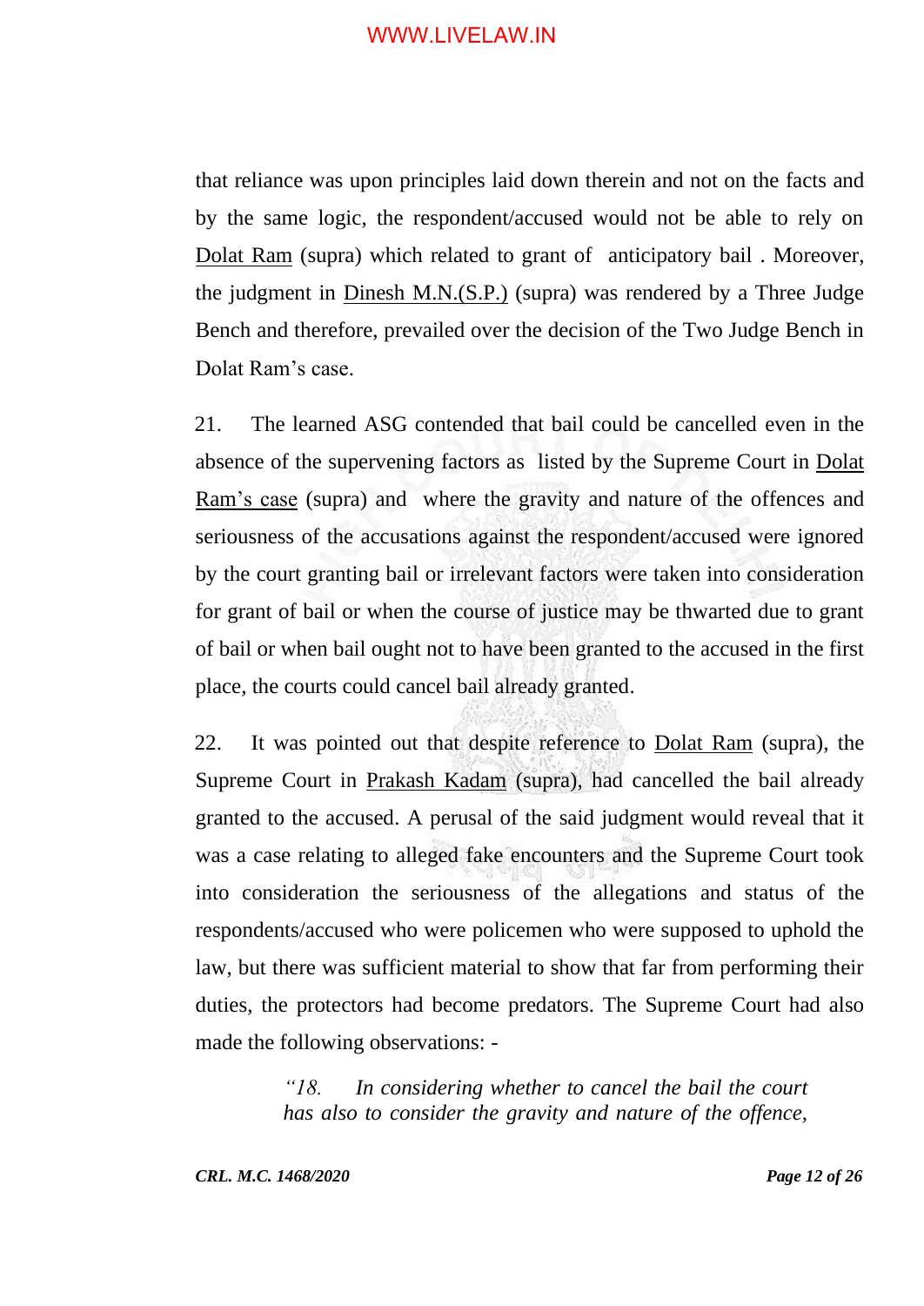that reliance was upon principles laid down therein and not on the facts and by the same logic, the respondent/accused would not be able to rely on Dolat Ram (supra) which related to grant of anticipatory bail . Moreover, the judgment in Dinesh M.N.(S.P.) (supra) was rendered by a Three Judge Bench and therefore, prevailed over the decision of the Two Judge Bench in Dolat Ram's case.

21. The learned ASG contended that bail could be cancelled even in the absence of the supervening factors as listed by the Supreme Court in Dolat Ram's case (supra) and where the gravity and nature of the offences and seriousness of the accusations against the respondent/accused were ignored by the court granting bail or irrelevant factors were taken into consideration for grant of bail or when the course of justice may be thwarted due to grant of bail or when bail ought not to have been granted to the accused in the first place, the courts could cancel bail already granted.

22. It was pointed out that despite reference to Dolat Ram (supra), the Supreme Court in Prakash Kadam (supra), had cancelled the bail already granted to the accused. A perusal of the said judgment would reveal that it was a case relating to alleged fake encounters and the Supreme Court took into consideration the seriousness of the allegations and status of the respondents/accused who were policemen who were supposed to uphold the law, but there was sufficient material to show that far from performing their duties, the protectors had become predators. The Supreme Court had also made the following observations: -

> *"18. In considering whether to cancel the bail the court has also to consider the gravity and nature of the offence,*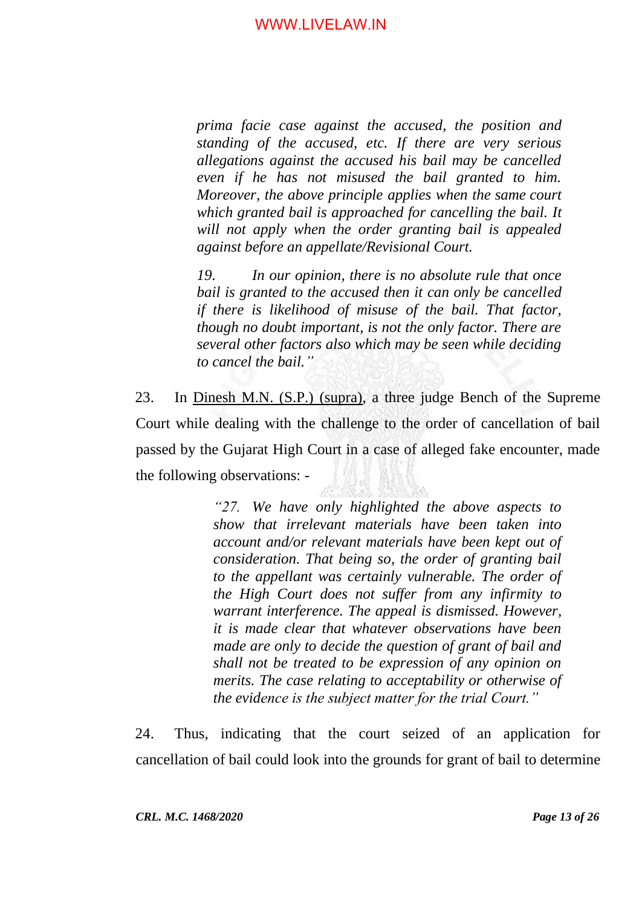> *prima facie case against the accused, the position and standing of the accused, etc. If there are very serious allegations against the accused his bail may be cancelled even if he has not misused the bail granted to him. Moreover, the above principle applies when the same court which granted bail is approached for cancelling the bail. It will not apply when the order granting bail is appealed against before an appellate/Revisional Court.*
>
> *19. In our opinion, there is no absolute rule that once bail is granted to the accused then it can only be cancelled if there is likelihood of misuse of the bail. That factor, though no doubt important, is not the only factor. There are several other factors also which may be seen while deciding to cancel the bail."*

23. In Dinesh M.N. (S.P.) (supra), a three judge Bench of the Supreme Court while dealing with the challenge to the order of cancellation of bail passed by the Gujarat High Court in a case of alleged fake encounter, made the following observations: -

> *"27. We have only highlighted the above aspects to show that irrelevant materials have been taken into account and/or relevant materials have been kept out of consideration. That being so, the order of granting bail to the appellant was certainly vulnerable. The order of the High Court does not suffer from any infirmity to warrant interference. The appeal is dismissed. However, it is made clear that whatever observations have been made are only to decide the question of grant of bail and shall not be treated to be expression of any opinion on merits. The case relating to acceptability or otherwise of the evidence is the subject matter for the trial Court."*

24. Thus, indicating that the court seized of an application for cancellation of bail could look into the grounds for grant of bail to determine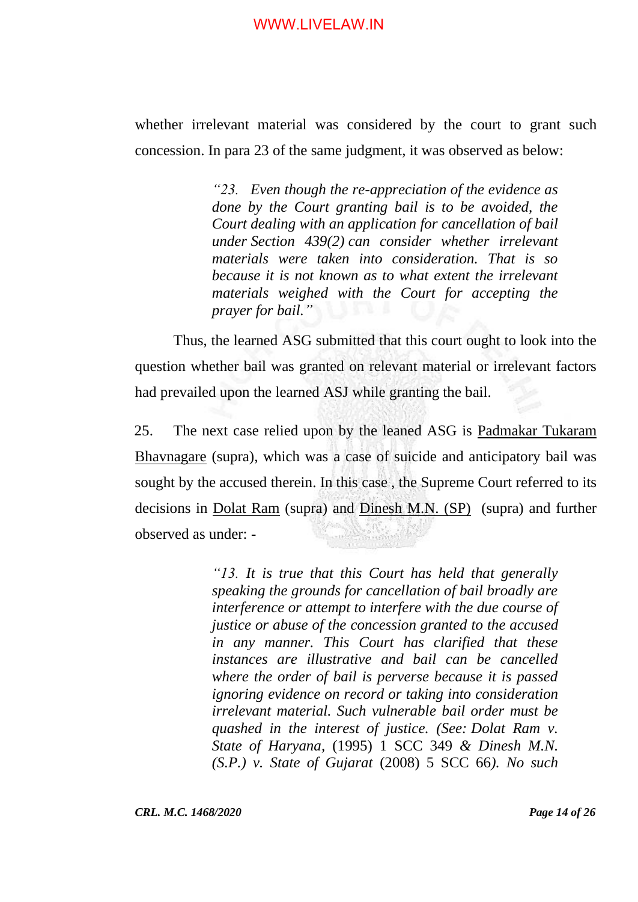whether irrelevant material was considered by the court to grant such concession. In para 23 of the same judgment, it was observed as below:

> *"23. Even though the re-appreciation of the evidence as done by the Court granting bail is to be avoided, the Court dealing with an application for cancellation of bail under Section 439(2) can consider whether irrelevant materials were taken into consideration. That is so because it is not known as to what extent the irrelevant materials weighed with the Court for accepting the prayer for bail."*

Thus, the learned ASG submitted that this court ought to look into the question whether bail was granted on relevant material or irrelevant factors had prevailed upon the learned ASJ while granting the bail.

25. The next case relied upon by the leaned ASG is Padmakar Tukaram Bhavnagare (supra), which was a case of suicide and anticipatory bail was sought by the accused therein. In this case , the Supreme Court referred to its decisions in Dolat Ram (supra) and Dinesh M.N. (SP) (supra) and further observed as under: -

> *"13. It is true that this Court has held that generally speaking the grounds for cancellation of bail broadly are interference or attempt to interfere with the due course of justice or abuse of the concession granted to the accused in any manner. This Court has clarified that these instances are illustrative and bail can be cancelled where the order of bail is perverse because it is passed ignoring evidence on record or taking into consideration irrelevant material. Such vulnerable bail order must be quashed in the interest of justice. (See: Dolat Ram v. State of Haryana,* (1995) 1 SCC 349 *& Dinesh M.N. (S.P.) v. State of Gujarat* (2008) 5 SCC 66*). No such*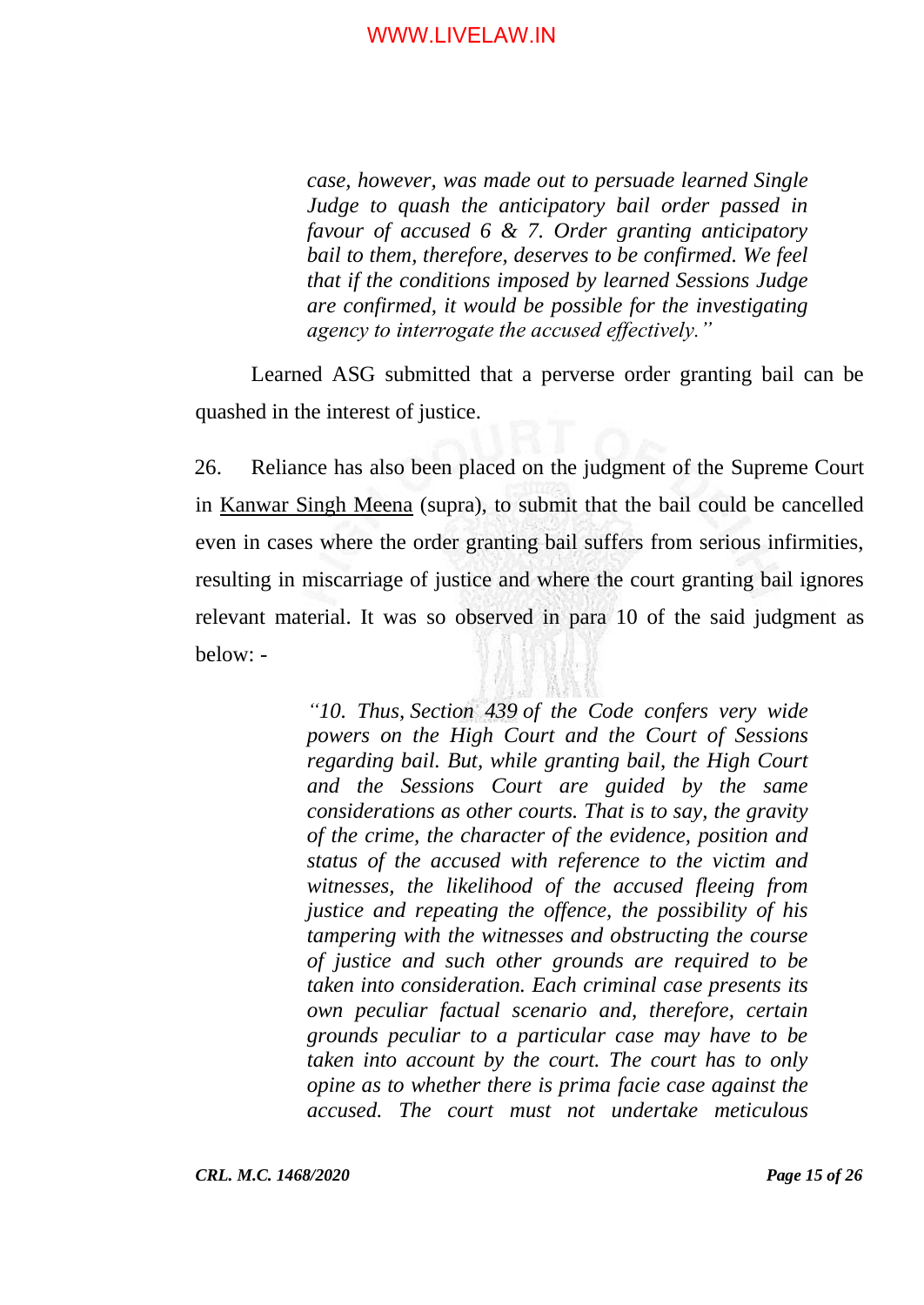> *case, however, was made out to persuade learned Single Judge to quash the anticipatory bail order passed in favour of accused 6 & 7. Order granting anticipatory bail to them, therefore, deserves to be confirmed. We feel that if the conditions imposed by learned Sessions Judge are confirmed, it would be possible for the investigating agency to interrogate the accused effectively."*

Learned ASG submitted that a perverse order granting bail can be quashed in the interest of justice.

26. Reliance has also been placed on the judgment of the Supreme Court in Kanwar Singh Meena (supra), to submit that the bail could be cancelled even in cases where the order granting bail suffers from serious infirmities, resulting in miscarriage of justice and where the court granting bail ignores relevant material. It was so observed in para 10 of the said judgment as below: -

> *"10. Thus, Section 439 of the Code confers very wide powers on the High Court and the Court of Sessions regarding bail. But, while granting bail, the High Court and the Sessions Court are guided by the same considerations as other courts. That is to say, the gravity of the crime, the character of the evidence, position and status of the accused with reference to the victim and witnesses, the likelihood of the accused fleeing from justice and repeating the offence, the possibility of his tampering with the witnesses and obstructing the course of justice and such other grounds are required to be taken into consideration. Each criminal case presents its own peculiar factual scenario and, therefore, certain grounds peculiar to a particular case may have to be taken into account by the court. The court has to only opine as to whether there is prima facie case against the accused. The court must not undertake meticulous*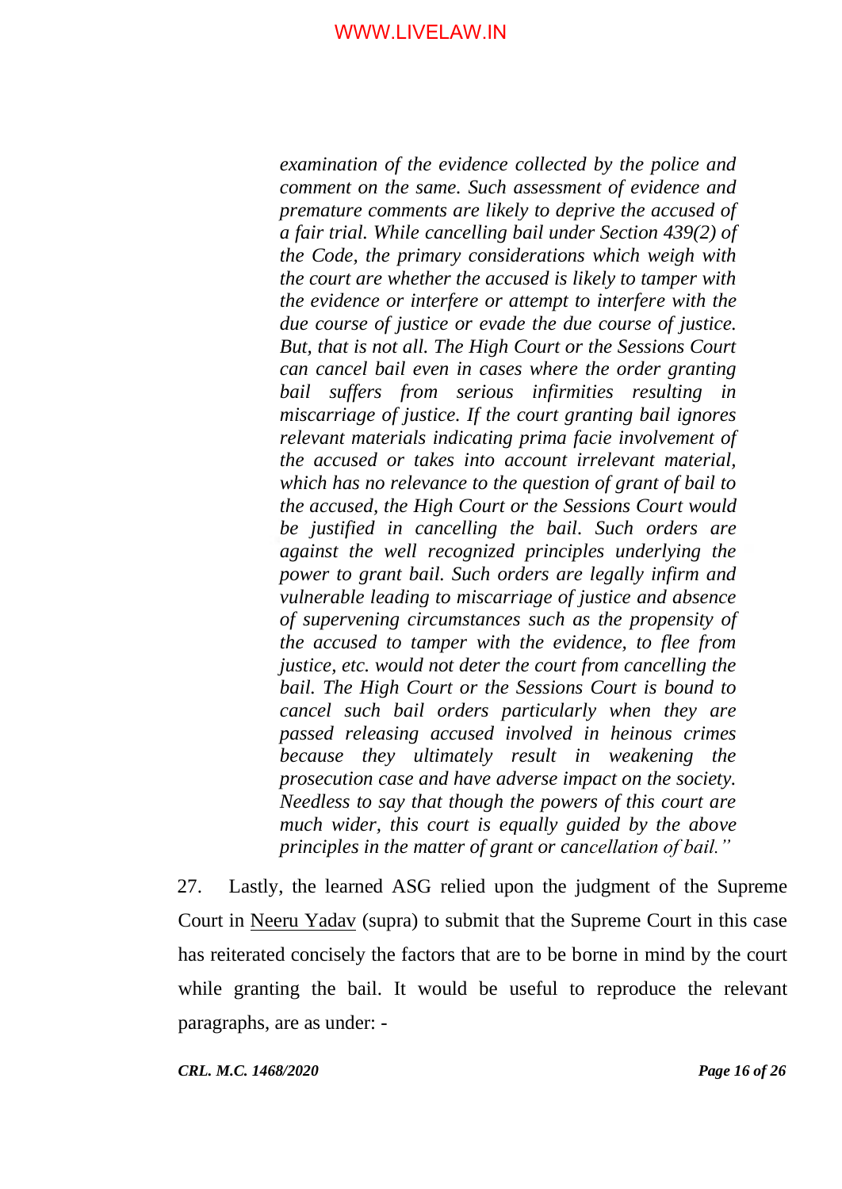> *examination of the evidence collected by the police and comment on the same. Such assessment of evidence and premature comments are likely to deprive the accused of a fair trial. While cancelling bail under Section 439(2) of the Code, the primary considerations which weigh with the court are whether the accused is likely to tamper with the evidence or interfere or attempt to interfere with the due course of justice or evade the due course of justice. But, that is not all. The High Court or the Sessions Court can cancel bail even in cases where the order granting bail suffers from serious infirmities resulting in miscarriage of justice. If the court granting bail ignores relevant materials indicating prima facie involvement of the accused or takes into account irrelevant material, which has no relevance to the question of grant of bail to the accused, the High Court or the Sessions Court would be justified in cancelling the bail. Such orders are against the well recognized principles underlying the power to grant bail. Such orders are legally infirm and vulnerable leading to miscarriage of justice and absence of supervening circumstances such as the propensity of the accused to tamper with the evidence, to flee from justice, etc. would not deter the court from cancelling the bail. The High Court or the Sessions Court is bound to cancel such bail orders particularly when they are passed releasing accused involved in heinous crimes because they ultimately result in weakening the prosecution case and have adverse impact on the society. Needless to say that though the powers of this court are much wider, this court is equally guided by the above principles in the matter of grant or cancellation of bail."*

27. Lastly, the learned ASG relied upon the judgment of the Supreme Court in Neeru Yadav (supra) to submit that the Supreme Court in this case has reiterated concisely the factors that are to be borne in mind by the court while granting the bail. It would be useful to reproduce the relevant paragraphs, are as under: -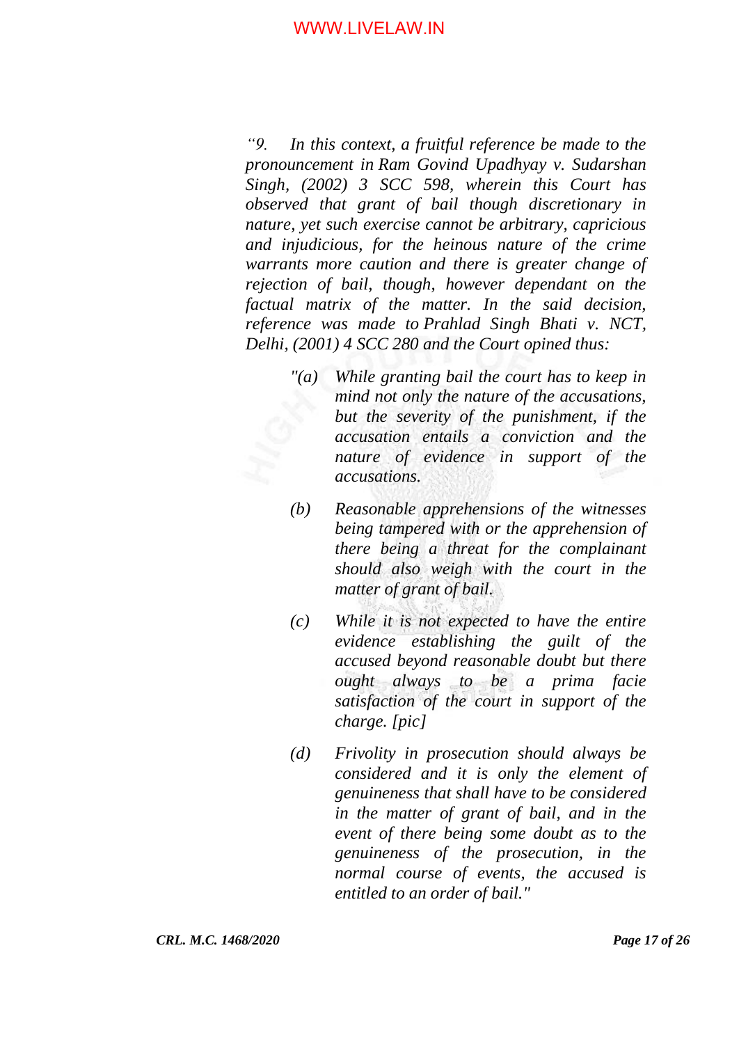*“9. In this context, a fruitful reference be made to the pronouncement in Ram Govind Upadhyay v. Sudarshan Singh, (2002) 3 SCC 598, wherein this Court has observed that grant of bail though discretionary in nature, yet such exercise cannot be arbitrary, capricious and injudicious, for the heinous nature of the crime warrants more caution and there is greater change of rejection of bail, though, however dependant on the factual matrix of the matter. In the said decision, reference was made to Prahlad Singh Bhati v. NCT, Delhi, (2001) 4 SCC 280 and the Court opined thus:*

> *"(a) While granting bail the court has to keep in mind not only the nature of the accusations, but the severity of the punishment, if the accusation entails a conviction and the nature of evidence in support of the accusations.*
>
> *(b) Reasonable apprehensions of the witnesses being tampered with or the apprehension of there being a threat for the complainant should also weigh with the court in the matter of grant of bail.*
>
> *(c) While it is not expected to have the entire evidence establishing the guilt of the accused beyond reasonable doubt but there ought always to be a prima facie satisfaction of the court in support of the charge. [pic]*
>
> *(d) Frivolity in prosecution should always be considered and it is only the element of genuineness that shall have to be considered in the matter of grant of bail, and in the event of there being some doubt as to the genuineness of the prosecution, in the normal course of events, the accused is entitled to an order of bail."*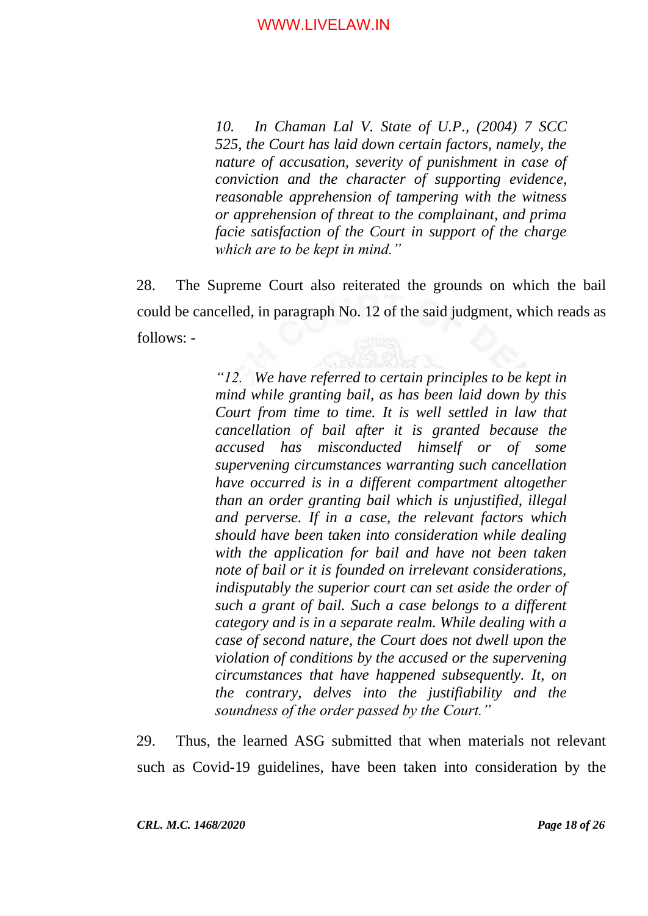> *10. In Chaman Lal V. State of U.P., (2004) 7 SCC 525, the Court has laid down certain factors, namely, the nature of accusation, severity of punishment in case of conviction and the character of supporting evidence, reasonable apprehension of tampering with the witness or apprehension of threat to the complainant, and prima facie satisfaction of the Court in support of the charge which are to be kept in mind."*

28. The Supreme Court also reiterated the grounds on which the bail could be cancelled, in paragraph No. 12 of the said judgment, which reads as follows: -

> *"12. We have referred to certain principles to be kept in mind while granting bail, as has been laid down by this Court from time to time. It is well settled in law that cancellation of bail after it is granted because the accused has misconducted himself or of some supervening circumstances warranting such cancellation have occurred is in a different compartment altogether than an order granting bail which is unjustified, illegal and perverse. If in a case, the relevant factors which should have been taken into consideration while dealing with the application for bail and have not been taken note of bail or it is founded on irrelevant considerations, indisputably the superior court can set aside the order of such a grant of bail. Such a case belongs to a different category and is in a separate realm. While dealing with a case of second nature, the Court does not dwell upon the violation of conditions by the accused or the supervening circumstances that have happened subsequently. It, on the contrary, delves into the justifiability and the soundness of the order passed by the Court."*

29. Thus, the learned ASG submitted that when materials not relevant such as Covid-19 guidelines, have been taken into consideration by the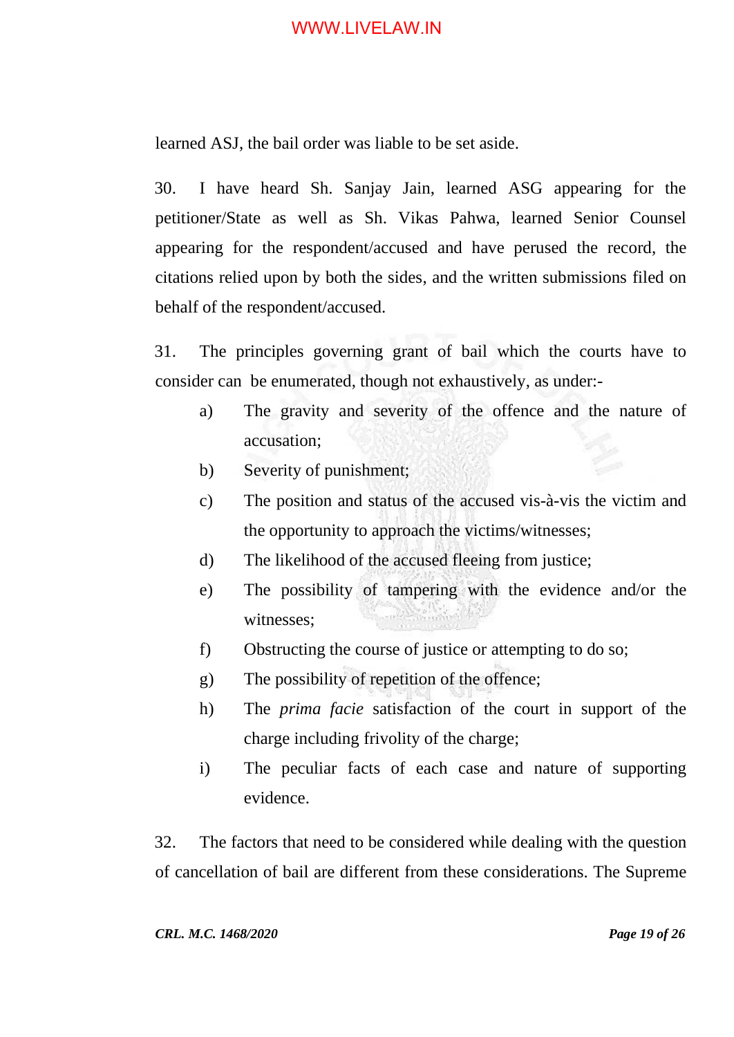learned ASJ, the bail order was liable to be set aside.

30. I have heard Sh. Sanjay Jain, learned ASG appearing for the petitioner/State as well as Sh. Vikas Pahwa, learned Senior Counsel appearing for the respondent/accused and have perused the record, the citations relied upon by both the sides, and the written submissions filed on behalf of the respondent/accused.

31. The principles governing grant of bail which the courts have to consider can be enumerated, though not exhaustively, as under:-

a) The gravity and severity of the offence and the nature of accusation;

b) Severity of punishment;

c) The position and status of the accused vis-à-vis the victim and the opportunity to approach the victims/witnesses;

d) The likelihood of the accused fleeing from justice;

e) The possibility of tampering with the evidence and/or the witnesses;

f) Obstructing the course of justice or attempting to do so;

g) The possibility of repetition of the offence;

h) The *prima facie* satisfaction of the court in support of the charge including frivolity of the charge;

i) The peculiar facts of each case and nature of supporting evidence.

32. The factors that need to be considered while dealing with the question of cancellation of bail are different from these considerations. The Supreme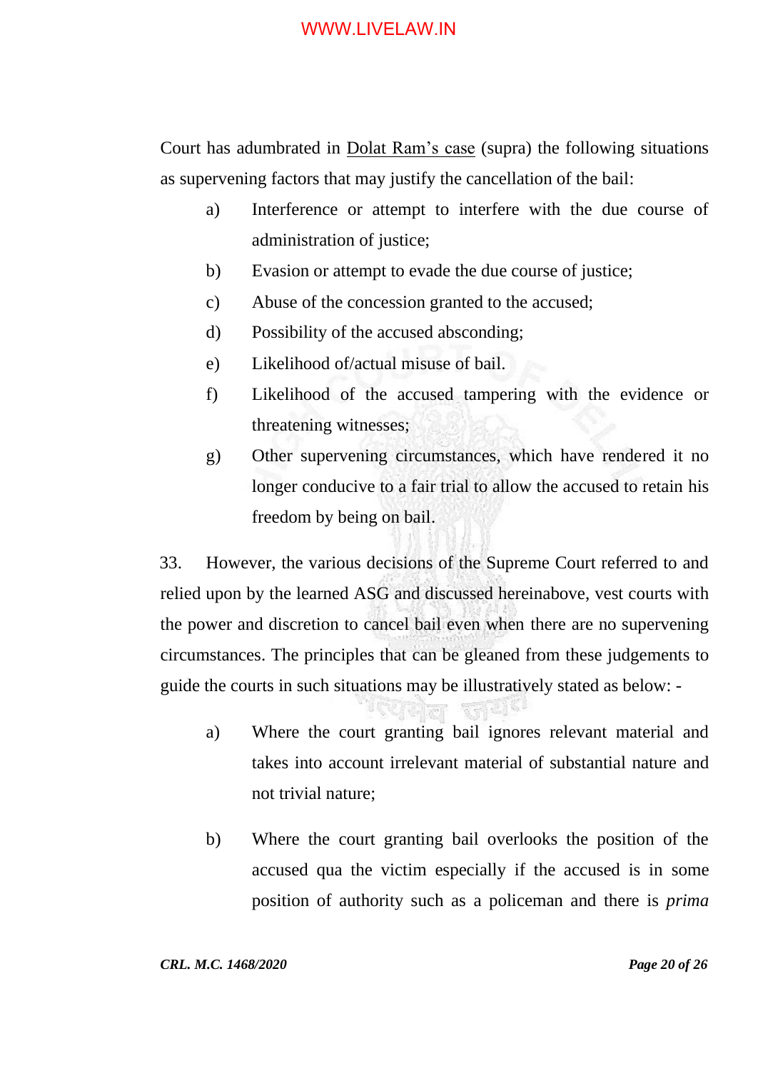Court has adumbrated in Dolat Ram's case (supra) the following situations as supervening factors that may justify the cancellation of the bail:

a) Interference or attempt to interfere with the due course of administration of justice;

b) Evasion or attempt to evade the due course of justice;

c) Abuse of the concession granted to the accused;

d) Possibility of the accused absconding;

e) Likelihood of/actual misuse of bail.

f) Likelihood of the accused tampering with the evidence or threatening witnesses;

g) Other supervening circumstances, which have rendered it no longer conducive to a fair trial to allow the accused to retain his freedom by being on bail.

33. However, the various decisions of the Supreme Court referred to and relied upon by the learned ASG and discussed hereinabove, vest courts with the power and discretion to cancel bail even when there are no supervening circumstances. The principles that can be gleaned from these judgements to guide the courts in such situations may be illustratively stated as below: -

a) Where the court granting bail ignores relevant material and takes into account irrelevant material of substantial nature and not trivial nature;

b) Where the court granting bail overlooks the position of the accused qua the victim especially if the accused is in some position of authority such as a policeman and there is *prima*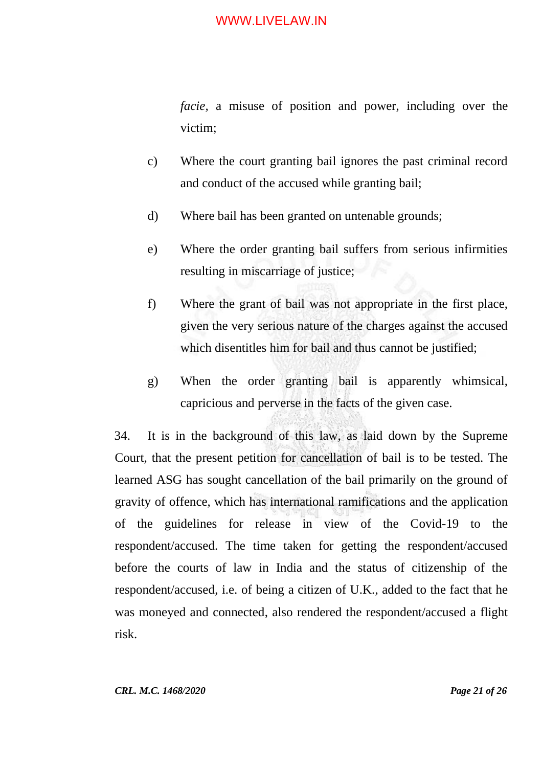*facie*, a misuse of position and power, including over the victim;

c) Where the court granting bail ignores the past criminal record and conduct of the accused while granting bail;

d) Where bail has been granted on untenable grounds;

e) Where the order granting bail suffers from serious infirmities resulting in miscarriage of justice;

f) Where the grant of bail was not appropriate in the first place, given the very serious nature of the charges against the accused which disentitles him for bail and thus cannot be justified;

g) When the order granting bail is apparently whimsical, capricious and perverse in the facts of the given case.

34. It is in the background of this law, as laid down by the Supreme Court, that the present petition for cancellation of bail is to be tested. The learned ASG has sought cancellation of the bail primarily on the ground of gravity of offence, which has international ramifications and the application of the guidelines for release in view of the Covid-19 to the respondent/accused. The time taken for getting the respondent/accused before the courts of law in India and the status of citizenship of the respondent/accused, i.e. of being a citizen of U.K., added to the fact that he was moneyed and connected, also rendered the respondent/accused a flight risk.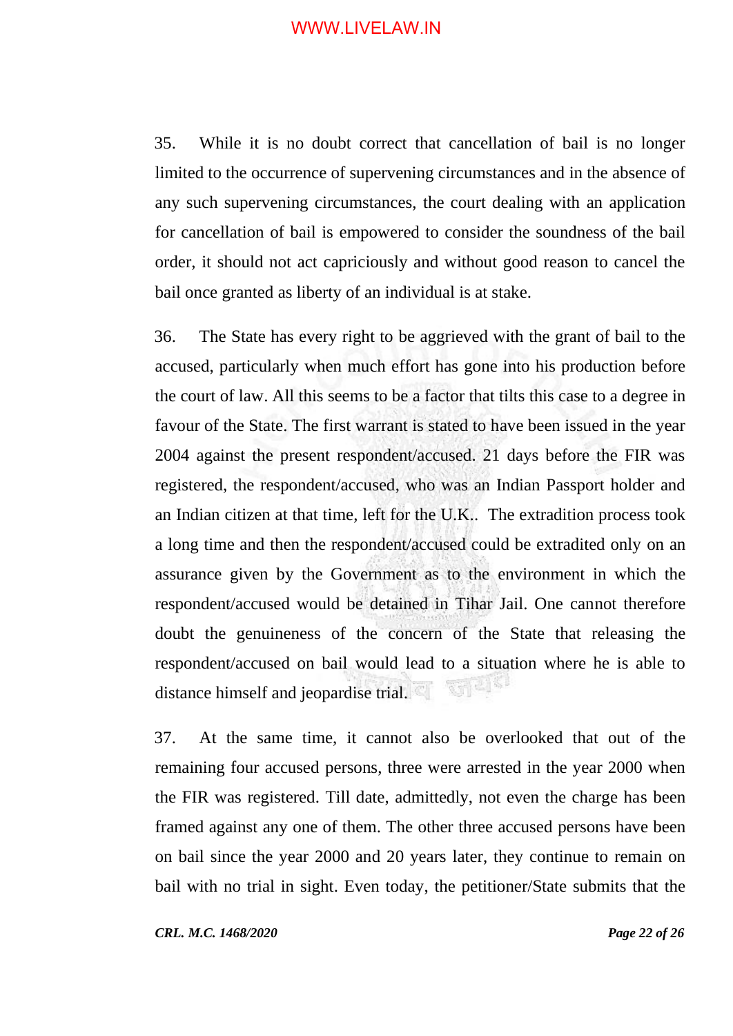35. While it is no doubt correct that cancellation of bail is no longer limited to the occurrence of supervening circumstances and in the absence of any such supervening circumstances, the court dealing with an application for cancellation of bail is empowered to consider the soundness of the bail order, it should not act capriciously and without good reason to cancel the bail once granted as liberty of an individual is at stake.

36. The State has every right to be aggrieved with the grant of bail to the accused, particularly when much effort has gone into his production before the court of law. All this seems to be a factor that tilts this case to a degree in favour of the State. The first warrant is stated to have been issued in the year 2004 against the present respondent/accused. 21 days before the FIR was registered, the respondent/accused, who was an Indian Passport holder and an Indian citizen at that time, left for the U.K.. The extradition process took a long time and then the respondent/accused could be extradited only on an assurance given by the Government as to the environment in which the respondent/accused would be detained in Tihar Jail. One cannot therefore doubt the genuineness of the concern of the State that releasing the respondent/accused on bail would lead to a situation where he is able to distance himself and jeopardise trial.

37. At the same time, it cannot also be overlooked that out of the remaining four accused persons, three were arrested in the year 2000 when the FIR was registered. Till date, admittedly, not even the charge has been framed against any one of them. The other three accused persons have been on bail since the year 2000 and 20 years later, they continue to remain on bail with no trial in sight. Even today, the petitioner/State submits that the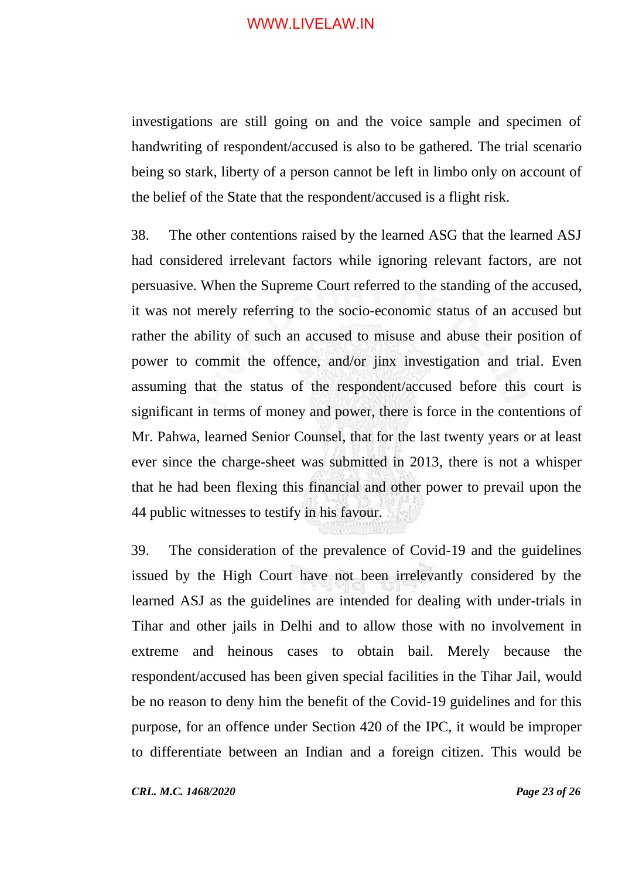investigations are still going on and the voice sample and specimen of handwriting of respondent/accused is also to be gathered. The trial scenario being so stark, liberty of a person cannot be left in limbo only on account of the belief of the State that the respondent/accused is a flight risk.

38. The other contentions raised by the learned ASG that the learned ASJ had considered irrelevant factors while ignoring relevant factors, are not persuasive. When the Supreme Court referred to the standing of the accused, it was not merely referring to the socio-economic status of an accused but rather the ability of such an accused to misuse and abuse their position of power to commit the offence, and/or jinx investigation and trial. Even assuming that the status of the respondent/accused before this court is significant in terms of money and power, there is force in the contentions of Mr. Pahwa, learned Senior Counsel, that for the last twenty years or at least ever since the charge-sheet was submitted in 2013, there is not a whisper that he had been flexing this financial and other power to prevail upon the 44 public witnesses to testify in his favour.

39. The consideration of the prevalence of Covid-19 and the guidelines issued by the High Court have not been irrelevantly considered by the learned ASJ as the guidelines are intended for dealing with under-trials in Tihar and other jails in Delhi and to allow those with no involvement in extreme and heinous cases to obtain bail. Merely because the respondent/accused has been given special facilities in the Tihar Jail, would be no reason to deny him the benefit of the Covid-19 guidelines and for this purpose, for an offence under Section 420 of the IPC, it would be improper to differentiate between an Indian and a foreign citizen. This would be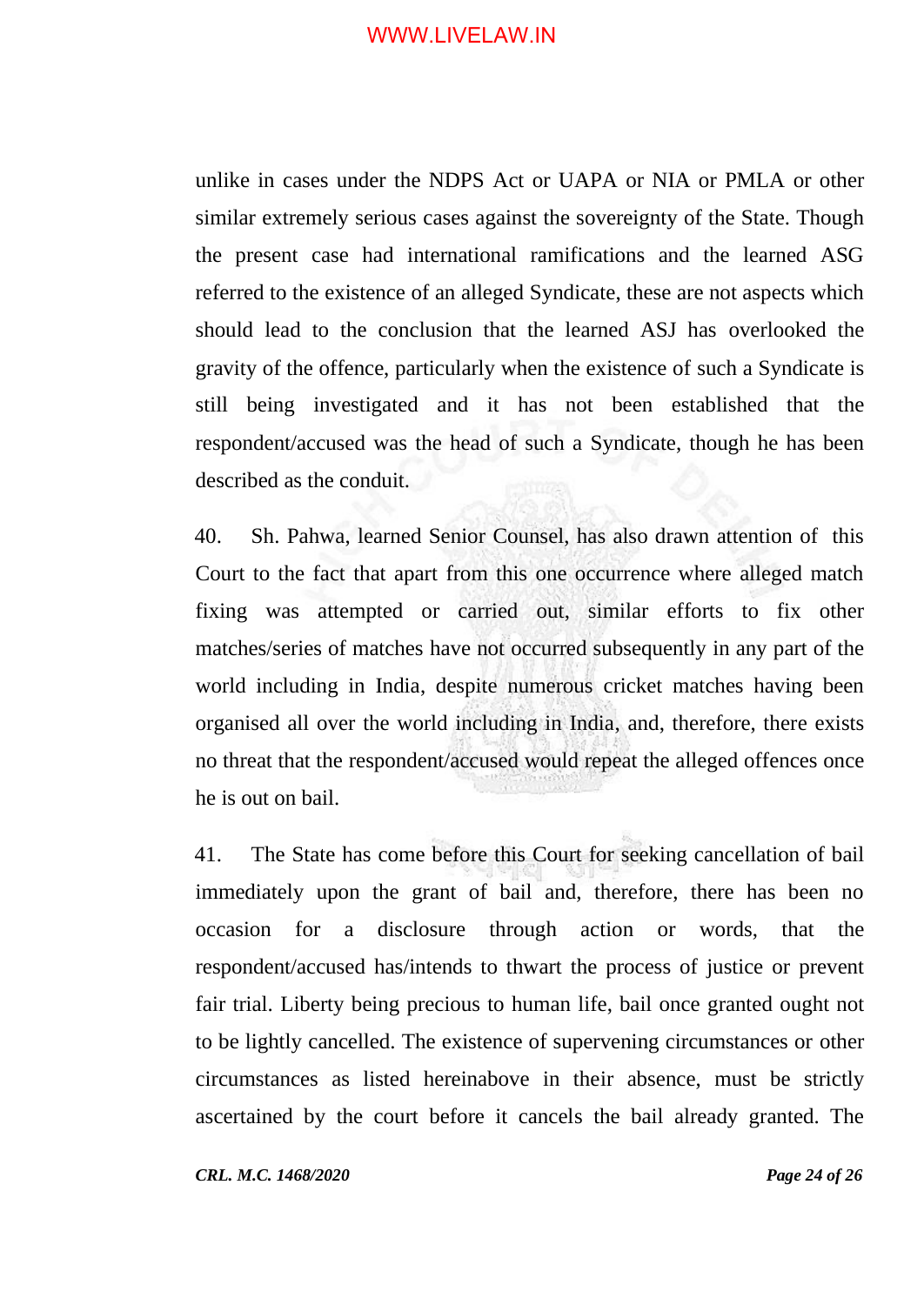unlike in cases under the NDPS Act or UAPA or NIA or PMLA or other similar extremely serious cases against the sovereignty of the State. Though the present case had international ramifications and the learned ASG referred to the existence of an alleged Syndicate, these are not aspects which should lead to the conclusion that the learned ASJ has overlooked the gravity of the offence, particularly when the existence of such a Syndicate is still being investigated and it has not been established that the respondent/accused was the head of such a Syndicate, though he has been described as the conduit.

40. Sh. Pahwa, learned Senior Counsel, has also drawn attention of this Court to the fact that apart from this one occurrence where alleged match fixing was attempted or carried out, similar efforts to fix other matches/series of matches have not occurred subsequently in any part of the world including in India, despite numerous cricket matches having been organised all over the world including in India, and, therefore, there exists no threat that the respondent/accused would repeat the alleged offences once he is out on bail.

41. The State has come before this Court for seeking cancellation of bail immediately upon the grant of bail and, therefore, there has been no occasion for a disclosure through action or words, that the respondent/accused has/intends to thwart the process of justice or prevent fair trial. Liberty being precious to human life, bail once granted ought not to be lightly cancelled. The existence of supervening circumstances or other circumstances as listed hereinabove in their absence, must be strictly ascertained by the court before it cancels the bail already granted. The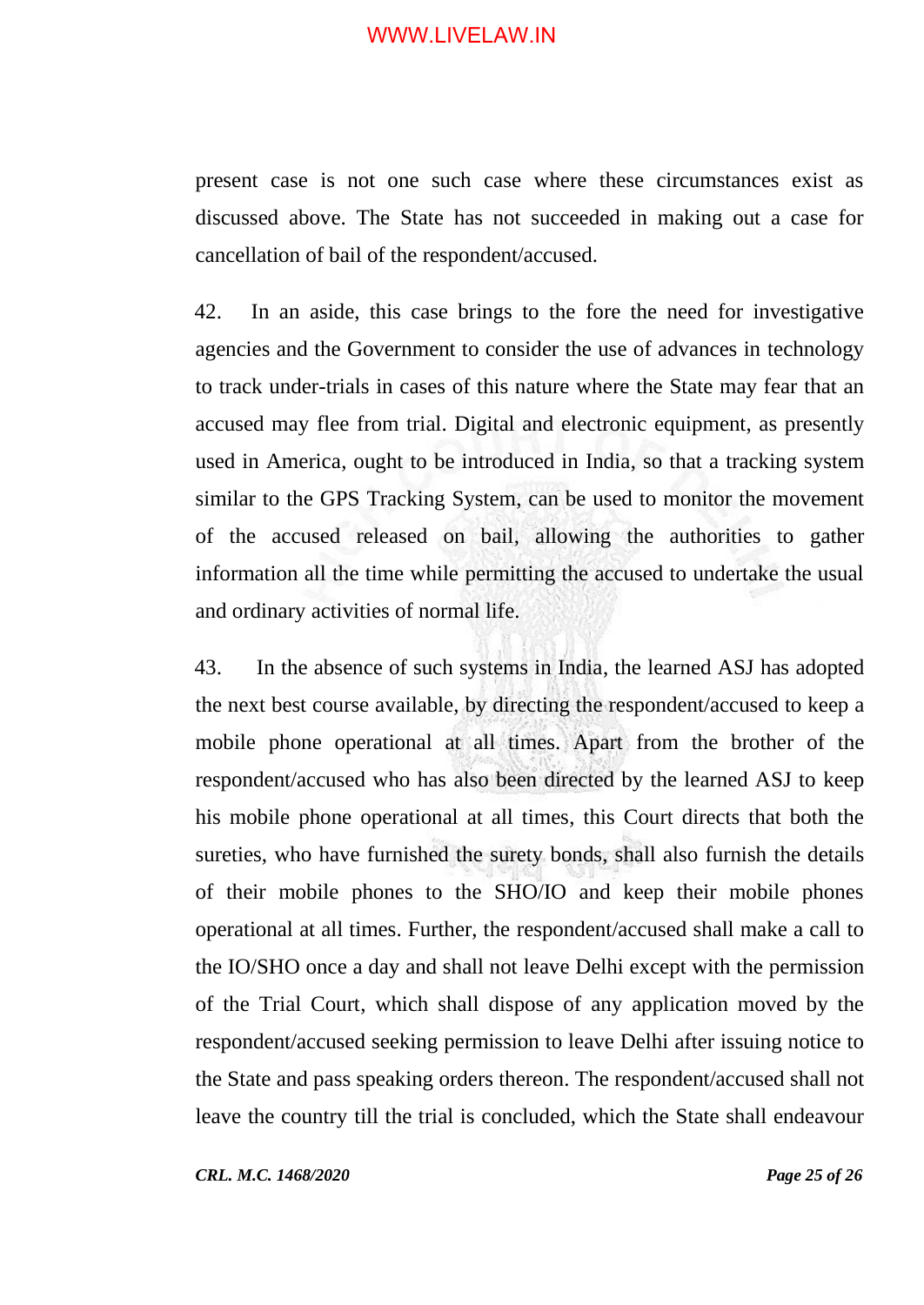present case is not one such case where these circumstances exist as discussed above. The State has not succeeded in making out a case for cancellation of bail of the respondent/accused.

42. In an aside, this case brings to the fore the need for investigative agencies and the Government to consider the use of advances in technology to track under-trials in cases of this nature where the State may fear that an accused may flee from trial. Digital and electronic equipment, as presently used in America, ought to be introduced in India, so that a tracking system similar to the GPS Tracking System, can be used to monitor the movement of the accused released on bail, allowing the authorities to gather information all the time while permitting the accused to undertake the usual and ordinary activities of normal life.

43. In the absence of such systems in India, the learned ASJ has adopted the next best course available, by directing the respondent/accused to keep a mobile phone operational at all times. Apart from the brother of the respondent/accused who has also been directed by the learned ASJ to keep his mobile phone operational at all times, this Court directs that both the sureties, who have furnished the surety bonds, shall also furnish the details of their mobile phones to the SHO/IO and keep their mobile phones operational at all times. Further, the respondent/accused shall make a call to the IO/SHO once a day and shall not leave Delhi except with the permission of the Trial Court, which shall dispose of any application moved by the respondent/accused seeking permission to leave Delhi after issuing notice to the State and pass speaking orders thereon. The respondent/accused shall not leave the country till the trial is concluded, which the State shall endeavour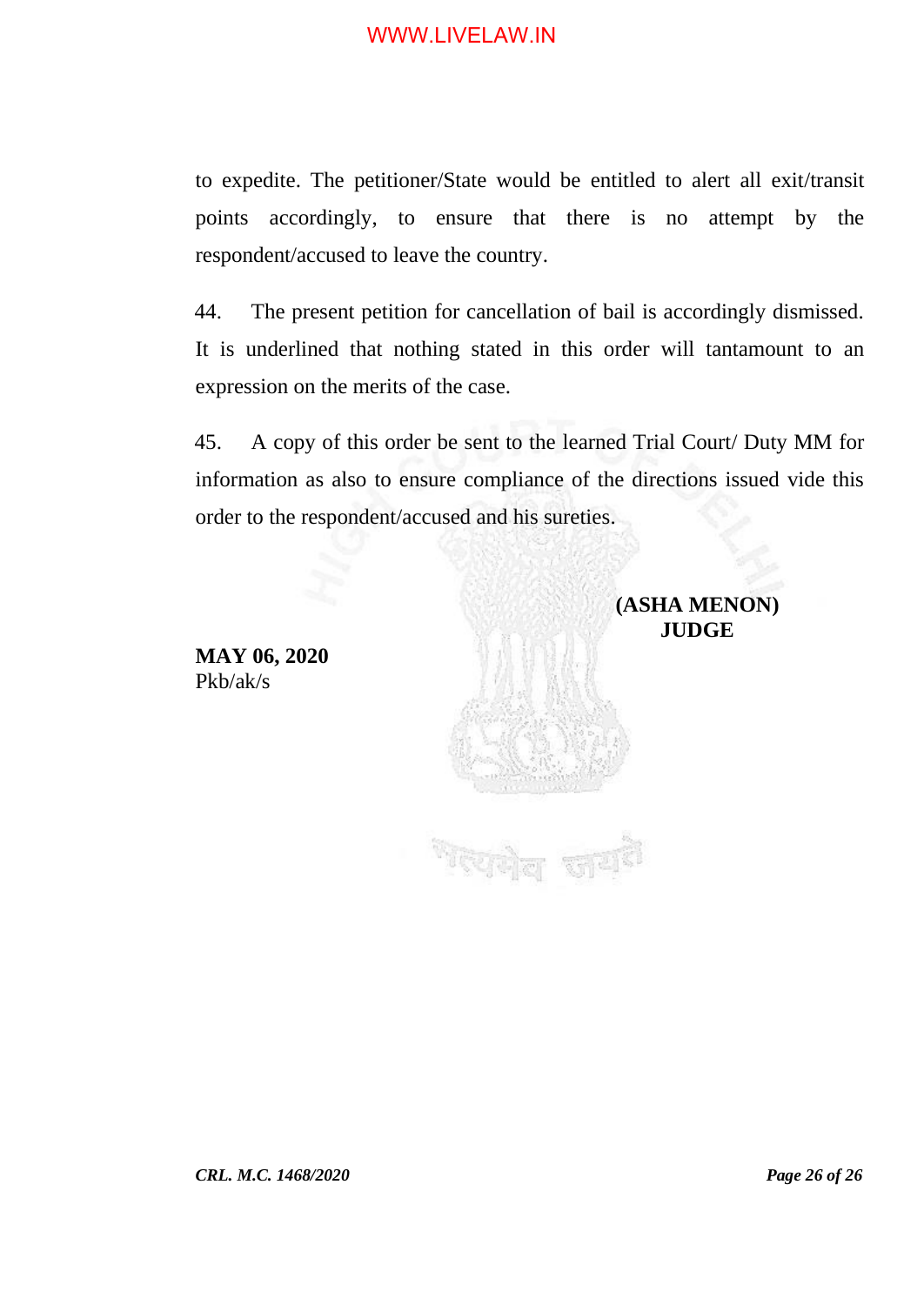to expedite. The petitioner/State would be entitled to alert all exit/transit points accordingly, to ensure that there is no attempt by the respondent/accused to leave the country.

44. The present petition for cancellation of bail is accordingly dismissed. It is underlined that nothing stated in this order will tantamount to an expression on the merits of the case.

45. A copy of this order be sent to the learned Trial Court/ Duty MM for information as also to ensure compliance of the directions issued vide this order to the respondent/accused and his sureties.

**(ASHA MENON)**
**JUDGE**

**MAY 06, 2020**
Pkb/ak/s